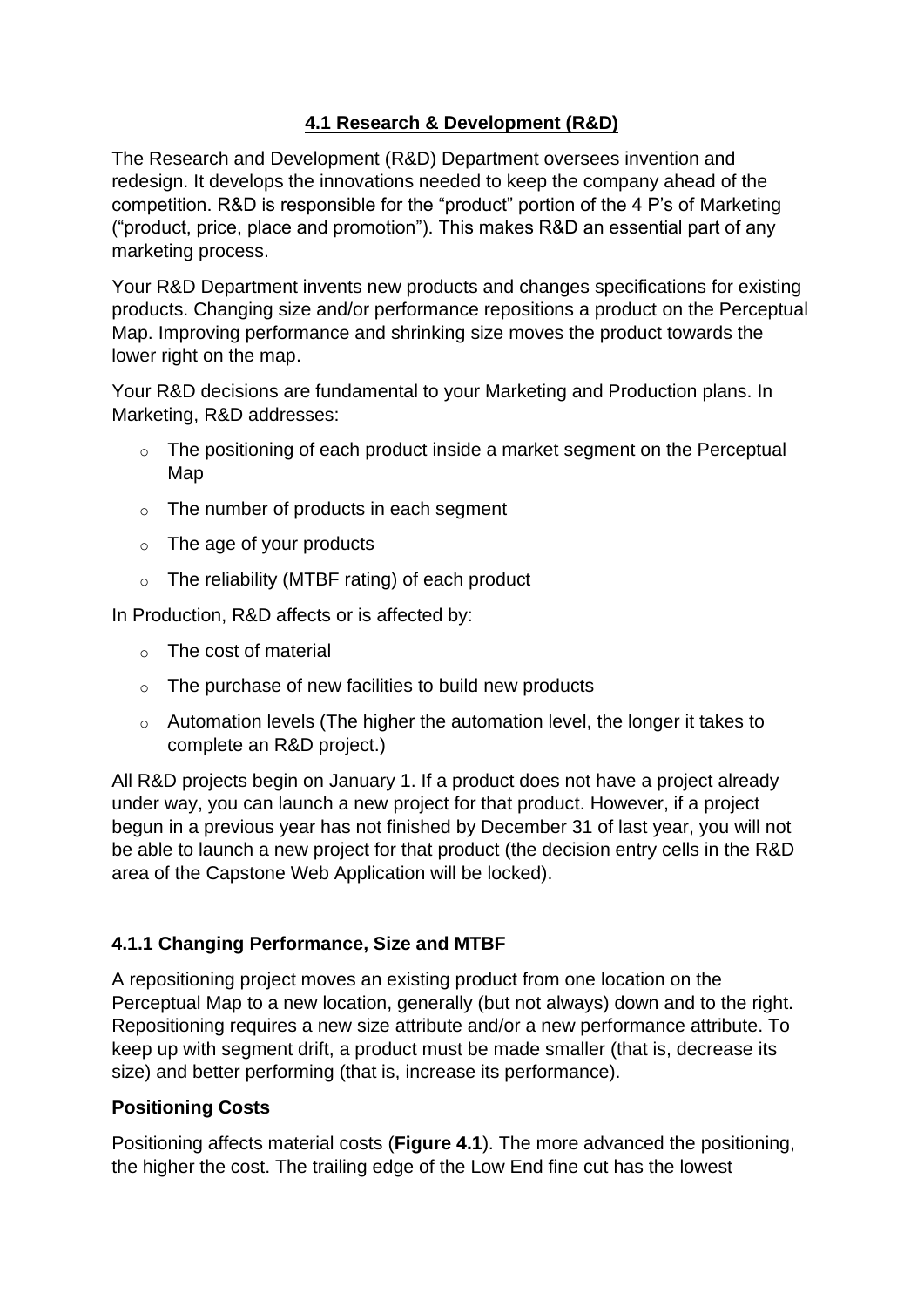## 4.1 Research & Development (R&D)

The Research and Development (R&D) Department oversees invention and redesign. It develops the innovations needed to keep the company ahead of the competition. R&D is responsible for the "product" portion of the 4 P's of Marketing ("product, price, place and promotion"). This makes R&D an essential part of any marketing process.

Your R&D Department invents new products and changes specifications for existing products. Changing size and/or performance repositions a product on the Perceptual Map. Improving performance and shrinking size moves the product towards the lower right on the map.

Your R&D decisions are fundamental to your Marketing and Production plans. In Marketing, R&D addresses:

- The positioning of each product inside a market segment on the Perceptual Map
- The number of products in each segment
- The age of your products
- The reliability (MTBF rating) of each product

In Production, R&D affects or is affected by:

- The cost of material
- The purchase of new facilities to build new products
- Automation levels (The higher the automation level, the longer it takes to complete an R&D project.)

All R&D projects begin on January 1. If a product does not have a project already under way, you can launch a new project for that product. However, if a project begun in a previous year has not finished by December 31 of last year, you will not be able to launch a new project for that product (the decision entry cells in the R&D area of the Capstone Web Application will be locked).

### 4.1.1 Changing Performance, Size and MTBF

A repositioning project moves an existing product from one location on the Perceptual Map to a new location, generally (but not always) down and to the right. Repositioning requires a new size attribute and/or a new performance attribute. To keep up with segment drift, a product must be made smaller (that is, decrease its size) and better performing (that is, increase its performance).

#### Positioning Costs

Positioning affects material costs (**Figure 4.1**). The more advanced the positioning, the higher the cost. The trailing edge of the Low End fine cut has the lowest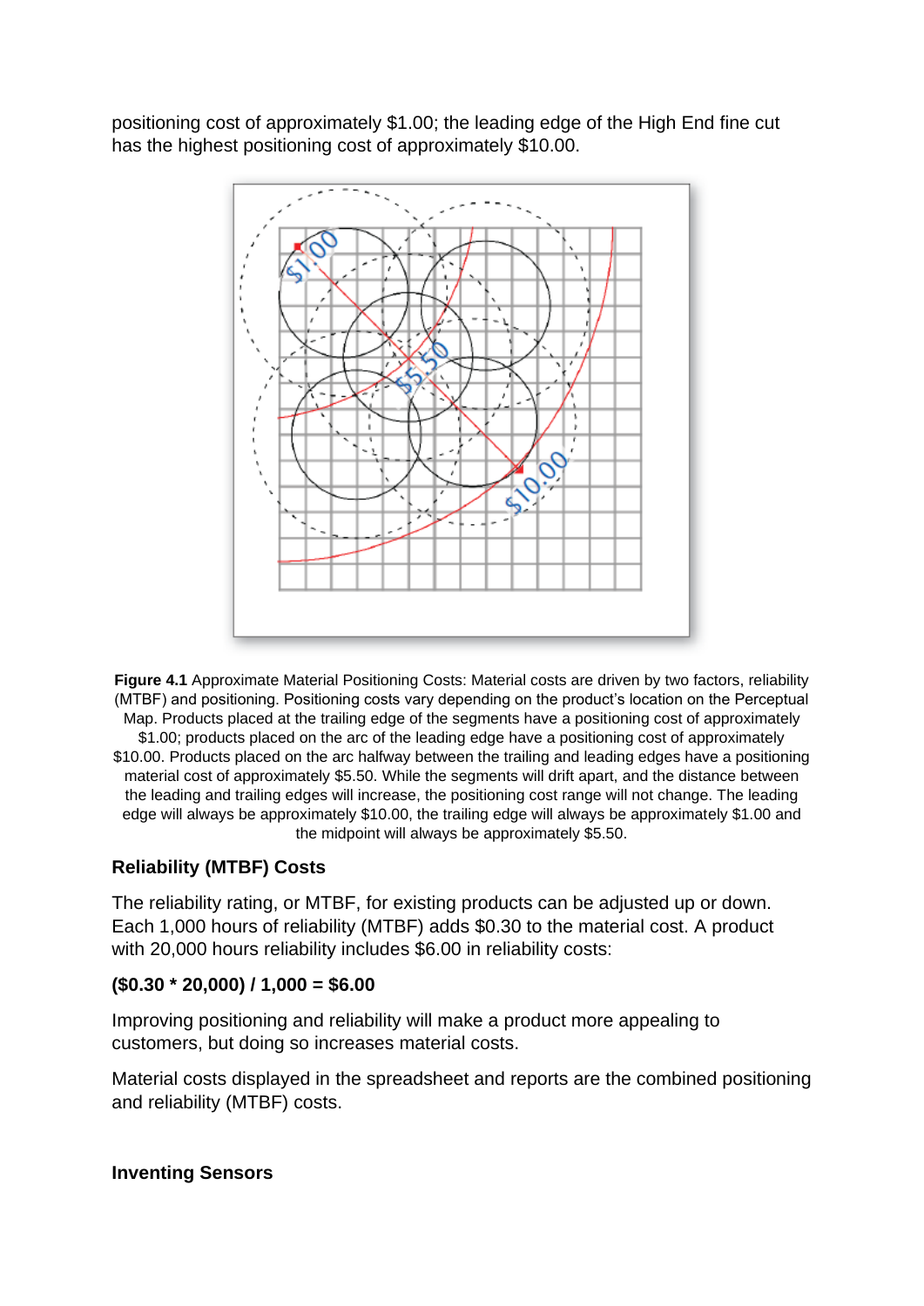positioning cost of approximately $1.00; the leading edge of the High End fine cut has the highest positioning cost of approximately $10.00.

**Figure 4.1** Approximate Material Positioning Costs: Material costs are driven by two factors, reliability (MTBF) and positioning. Positioning costs vary depending on the product's location on the Perceptual Map. Products placed at the trailing edge of the segments have a positioning cost of approximately $1.00; products placed on the arc of the leading edge have a positioning cost of approximately $10.00. Products placed on the arc halfway between the trailing and leading edges have a positioning material cost of approximately $5.50. While the segments will drift apart, and the distance between the leading and trailing edges will increase, the positioning cost range will not change. The leading edge will always be approximately $10.00, the trailing edge will always be approximately $1.00 and the midpoint will always be approximately $5.50.

### Reliability (MTBF) Costs

The reliability rating, or MTBF, for existing products can be adjusted up or down. Each 1,000 hours of reliability (MTBF) adds $0.30 to the material cost. A product with 20,000 hours reliability includes $6.00 in reliability costs:

**($0.30 * 20,000) / 1,000 = $6.00**

Improving positioning and reliability will make a product more appealing to customers, but doing so increases material costs.

Material costs displayed in the spreadsheet and reports are the combined positioning and reliability (MTBF) costs.

### Inventing Sensors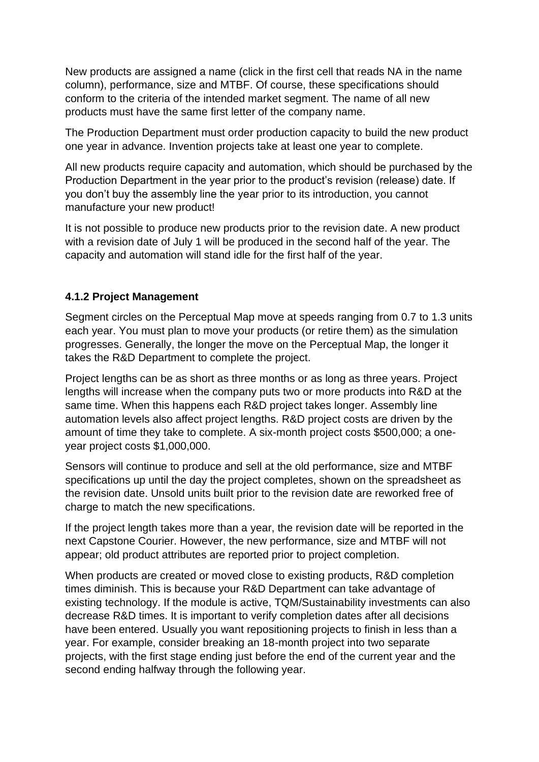New products are assigned a name (click in the first cell that reads NA in the name column), performance, size and MTBF. Of course, these specifications should conform to the criteria of the intended market segment. The name of all new products must have the same first letter of the company name.

The Production Department must order production capacity to build the new product one year in advance. Invention projects take at least one year to complete.

All new products require capacity and automation, which should be purchased by the Production Department in the year prior to the product's revision (release) date. If you don't buy the assembly line the year prior to its introduction, you cannot manufacture your new product!

It is not possible to produce new products prior to the revision date. A new product with a revision date of July 1 will be produced in the second half of the year. The capacity and automation will stand idle for the first half of the year.

### 4.1.2 Project Management

Segment circles on the Perceptual Map move at speeds ranging from 0.7 to 1.3 units each year. You must plan to move your products (or retire them) as the simulation progresses. Generally, the longer the move on the Perceptual Map, the longer it takes the R&D Department to complete the project.

Project lengths can be as short as three months or as long as three years. Project lengths will increase when the company puts two or more products into R&D at the same time. When this happens each R&D project takes longer. Assembly line automation levels also affect project lengths. R&D project costs are driven by the amount of time they take to complete. A six-month project costs $500,000; a one-year project costs $1,000,000.

Sensors will continue to produce and sell at the old performance, size and MTBF specifications up until the day the project completes, shown on the spreadsheet as the revision date. Unsold units built prior to the revision date are reworked free of charge to match the new specifications.

If the project length takes more than a year, the revision date will be reported in the next Capstone Courier. However, the new performance, size and MTBF will not appear; old product attributes are reported prior to project completion.

When products are created or moved close to existing products, R&D completion times diminish. This is because your R&D Department can take advantage of existing technology. If the module is active, TQM/Sustainability investments can also decrease R&D times. It is important to verify completion dates after all decisions have been entered. Usually you want repositioning projects to finish in less than a year. For example, consider breaking an 18-month project into two separate projects, with the first stage ending just before the end of the current year and the second ending halfway through the following year.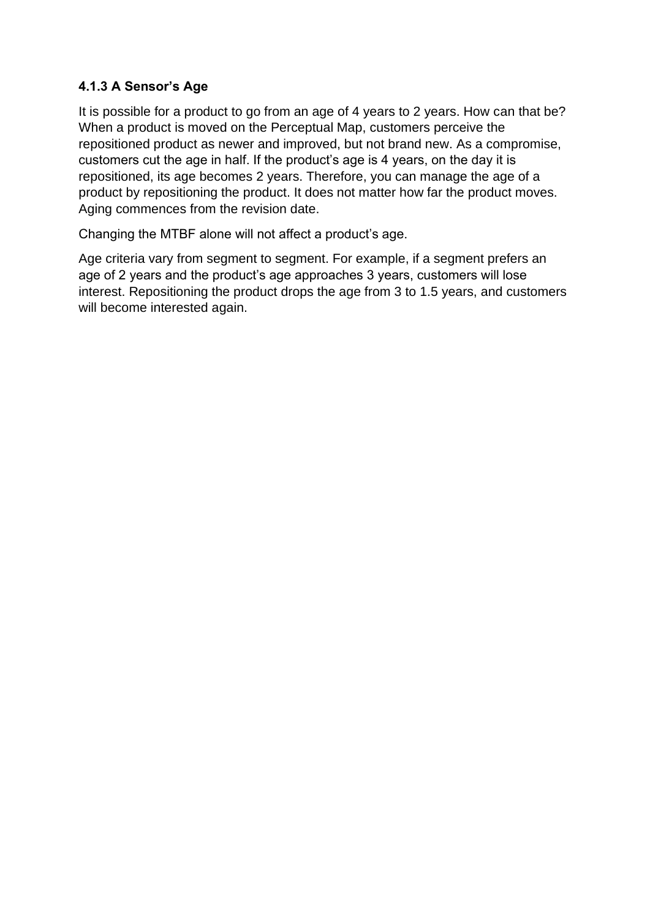### 4.1.3 A Sensor's Age

It is possible for a product to go from an age of 4 years to 2 years. How can that be? When a product is moved on the Perceptual Map, customers perceive the repositioned product as newer and improved, but not brand new. As a compromise, customers cut the age in half. If the product's age is 4 years, on the day it is repositioned, its age becomes 2 years. Therefore, you can manage the age of a product by repositioning the product. It does not matter how far the product moves. Aging commences from the revision date.

Changing the MTBF alone will not affect a product's age.

Age criteria vary from segment to segment. For example, if a segment prefers an age of 2 years and the product's age approaches 3 years, customers will lose interest. Repositioning the product drops the age from 3 to 1.5 years, and customers will become interested again.